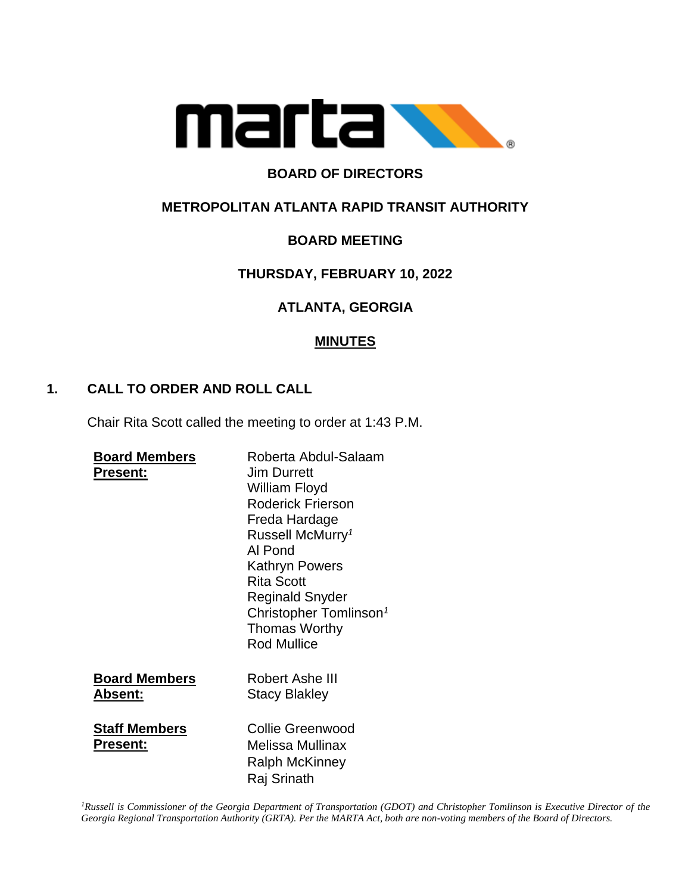marta

# BOARD OF DIRECTORS

# METROPOLITAN ATLANTA RAPID TRANSIT AUTHORITY

# BOARD MEETING

# THURSDAY, FEBRUARY 10, 2022

# ATLANTA, GEORGIA

## MINUTES

## 1. CALL TO ORDER AND ROLL CALL

Chair Rita Scott called the meeting to order at 1:43 P.M.

**Board Members Present:**
Roberta Abdul-Salaam
Jim Durrett
William Floyd
Roderick Frierson
Freda Hardage
Russell McMurry[1]
Al Pond
Kathryn Powers
Rita Scott
Reginald Snyder
Christopher Tomlinson[1]
Thomas Worthy
Rod Mullice

**Board Members Absent:**
Robert Ashe III
Stacy Blakley

**Staff Members Present:**
Collie Greenwood
Melissa Mullinax
Ralph McKinney
Raj Srinath

*[1]Russell is Commissioner of the Georgia Department of Transportation (GDOT) and Christopher Tomlinson is Executive Director of the Georgia Regional Transportation Authority (GRTA). Per the MARTA Act, both are non-voting members of the Board of Directors.*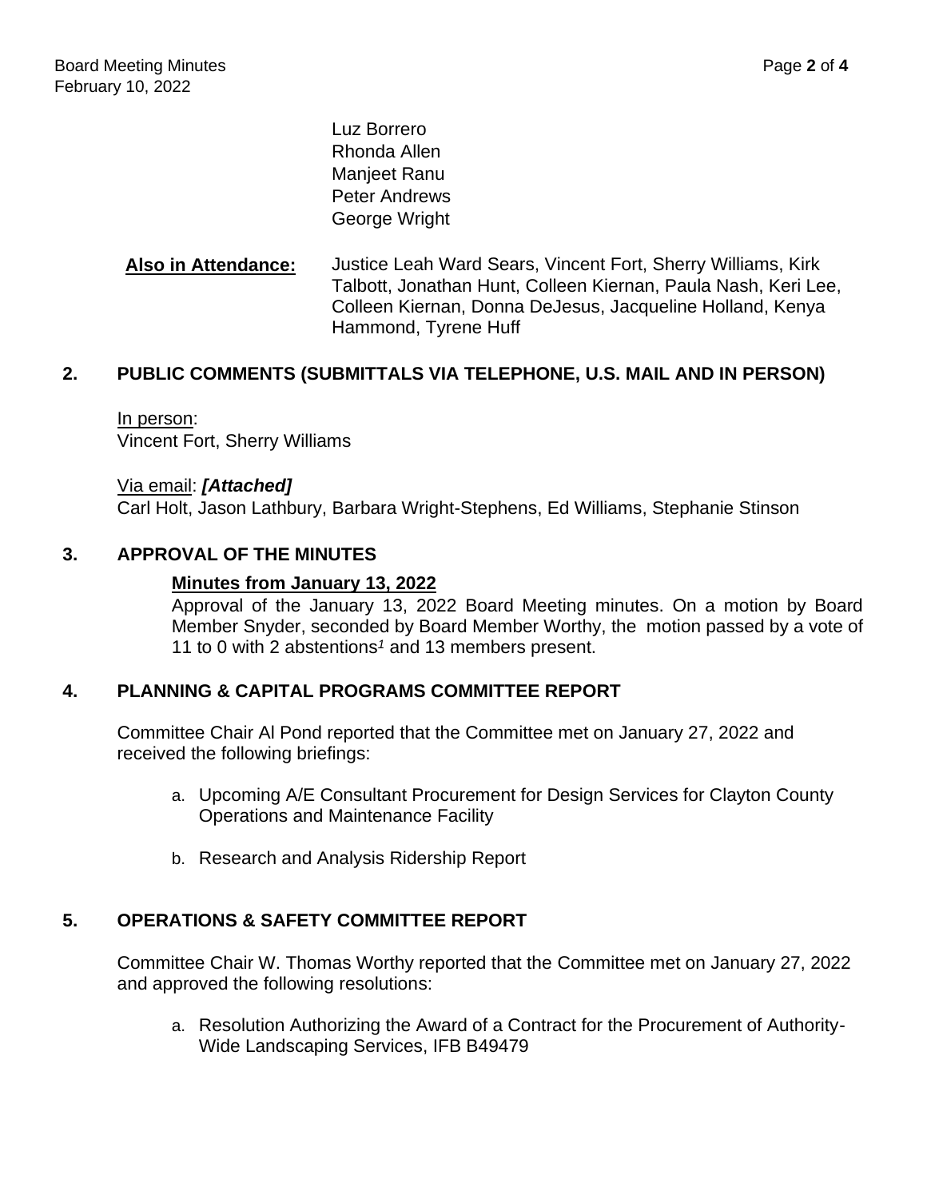Luz Borrero
Rhonda Allen
Manjeet Ranu
Peter Andrews
George Wright

**Also in Attendance:** Justice Leah Ward Sears, Vincent Fort, Sherry Williams, Kirk Talbott, Jonathan Hunt, Colleen Kiernan, Paula Nash, Keri Lee, Colleen Kiernan, Donna DeJesus, Jacqueline Holland, Kenya Hammond, Tyrene Huff

## 2. PUBLIC COMMENTS (SUBMITTALS VIA TELEPHONE, U.S. MAIL AND IN PERSON)

In person:
Vincent Fort, Sherry Williams

Via email: ***[Attached]***
Carl Holt, Jason Lathbury, Barbara Wright-Stephens, Ed Williams, Stephanie Stinson

## 3. APPROVAL OF THE MINUTES

**Minutes from January 13, 2022**

Approval of the January 13, 2022 Board Meeting minutes. On a motion by Board Member Snyder, seconded by Board Member Worthy, the motion passed by a vote of 11 to 0 with 2 abstentions[1] and 13 members present.

## 4. PLANNING & CAPITAL PROGRAMS COMMITTEE REPORT

Committee Chair Al Pond reported that the Committee met on January 27, 2022 and received the following briefings:

a. Upcoming A/E Consultant Procurement for Design Services for Clayton County Operations and Maintenance Facility

b. Research and Analysis Ridership Report

## 5. OPERATIONS & SAFETY COMMITTEE REPORT

Committee Chair W. Thomas Worthy reported that the Committee met on January 27, 2022 and approved the following resolutions:

a. Resolution Authorizing the Award of a Contract for the Procurement of Authority-Wide Landscaping Services, IFB B49479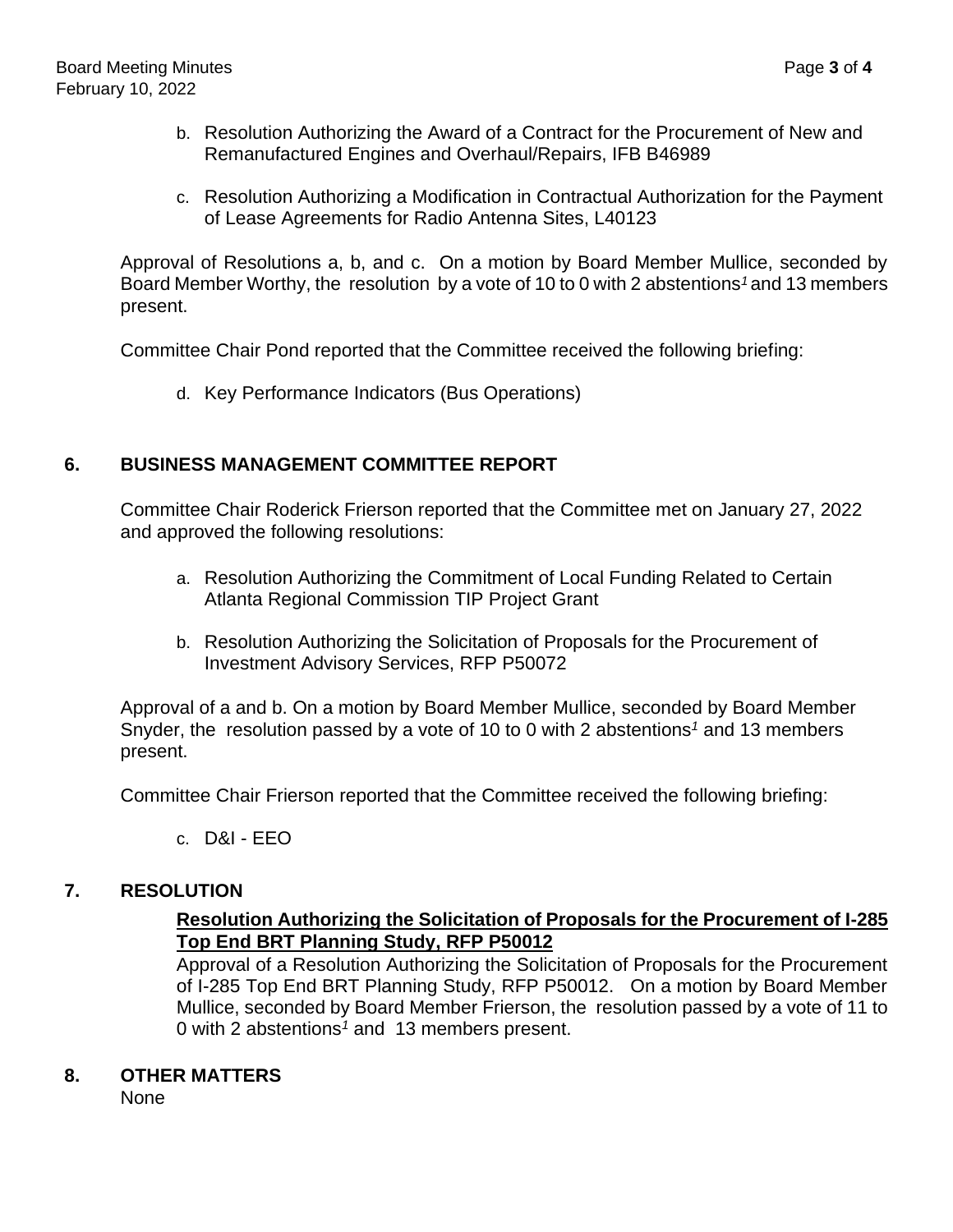b. Resolution Authorizing the Award of a Contract for the Procurement of New and Remanufactured Engines and Overhaul/Repairs, IFB B46989

c. Resolution Authorizing a Modification in Contractual Authorization for the Payment of Lease Agreements for Radio Antenna Sites, L40123

Approval of Resolutions a, b, and c. On a motion by Board Member Mullice, seconded by Board Member Worthy, the resolution by a vote of 10 to 0 with 2 abstentions[1] and 13 members present.

Committee Chair Pond reported that the Committee received the following briefing:

d. Key Performance Indicators (Bus Operations)

## 6. BUSINESS MANAGEMENT COMMITTEE REPORT

Committee Chair Roderick Frierson reported that the Committee met on January 27, 2022 and approved the following resolutions:

a. Resolution Authorizing the Commitment of Local Funding Related to Certain Atlanta Regional Commission TIP Project Grant

b. Resolution Authorizing the Solicitation of Proposals for the Procurement of Investment Advisory Services, RFP P50072

Approval of a and b. On a motion by Board Member Mullice, seconded by Board Member Snyder, the resolution passed by a vote of 10 to 0 with 2 abstentions[1] and 13 members present.

Committee Chair Frierson reported that the Committee received the following briefing:

c. D&I - EEO

## 7. RESOLUTION

**Resolution Authorizing the Solicitation of Proposals for the Procurement of I-285 Top End BRT Planning Study, RFP P50012**

Approval of a Resolution Authorizing the Solicitation of Proposals for the Procurement of I-285 Top End BRT Planning Study, RFP P50012. On a motion by Board Member Mullice, seconded by Board Member Frierson, the resolution passed by a vote of 11 to 0 with 2 abstentions[1] and 13 members present.

## 8. OTHER MATTERS

None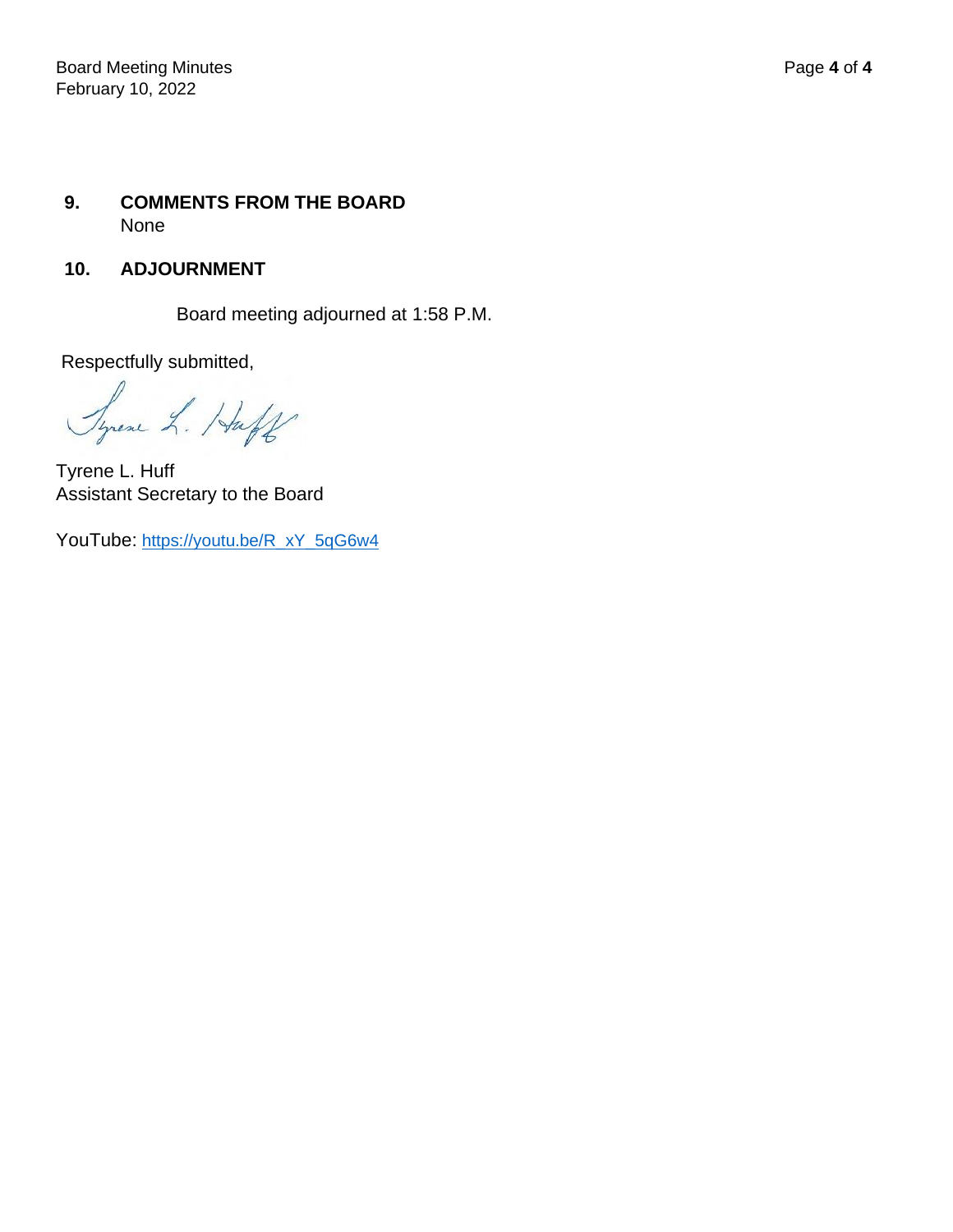## 9. COMMENTS FROM THE BOARD

None

## 10. ADJOURNMENT

Board meeting adjourned at 1:58 P.M.

Respectfully submitted,

Tyrene L. Huff
Assistant Secretary to the Board

YouTube: https://youtu.be/R_xY_5qG6w4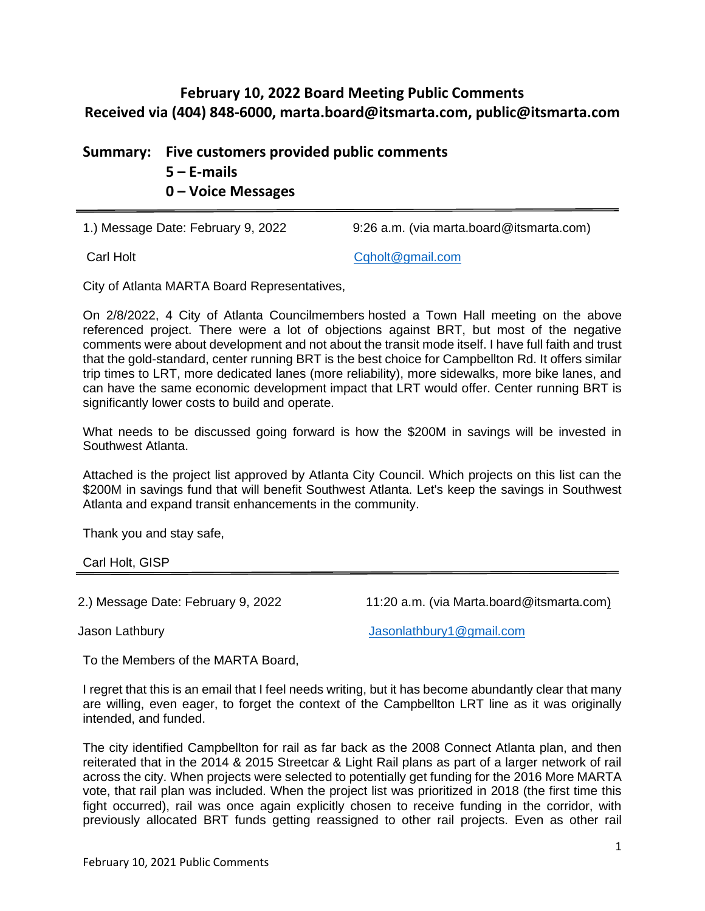## February 10, 2022 Board Meeting Public Comments
## Received via (404) 848-6000, marta.board@itsmarta.com, public@itsmarta.com

**Summary: Five customers provided public comments**
**5 – E-mails**
**0 – Voice Messages**

---

1.) Message Date: February 9, 2022 9:26 a.m. (via marta.board@itsmarta.com)

Carl Holt Cqholt@gmail.com

City of Atlanta MARTA Board Representatives,

On 2/8/2022, 4 City of Atlanta Councilmembers hosted a Town Hall meeting on the above referenced project. There were a lot of objections against BRT, but most of the negative comments were about development and not about the transit mode itself. I have full faith and trust that the gold-standard, center running BRT is the best choice for Campbellton Rd. It offers similar trip times to LRT, more dedicated lanes (more reliability), more sidewalks, more bike lanes, and can have the same economic development impact that LRT would offer. Center running BRT is significantly lower costs to build and operate.

What needs to be discussed going forward is how the $200M in savings will be invested in Southwest Atlanta.

Attached is the project list approved by Atlanta City Council. Which projects on this list can the $200M in savings fund that will benefit Southwest Atlanta. Let's keep the savings in Southwest Atlanta and expand transit enhancements in the community.

Thank you and stay safe,

Carl Holt, GISP

---

2.) Message Date: February 9, 2022 11:20 a.m. (via Marta.board@itsmarta.com)

Jason Lathbury Jasonlathbury1@gmail.com

To the Members of the MARTA Board,

I regret that this is an email that I feel needs writing, but it has become abundantly clear that many are willing, even eager, to forget the context of the Campbellton LRT line as it was originally intended, and funded.

The city identified Campbellton for rail as far back as the 2008 Connect Atlanta plan, and then reiterated that in the 2014 & 2015 Streetcar & Light Rail plans as part of a larger network of rail across the city. When projects were selected to potentially get funding for the 2016 More MARTA vote, that rail plan was included. When the project list was prioritized in 2018 (the first time this fight occurred), rail was once again explicitly chosen to receive funding in the corridor, with previously allocated BRT funds getting reassigned to other rail projects. Even as other rail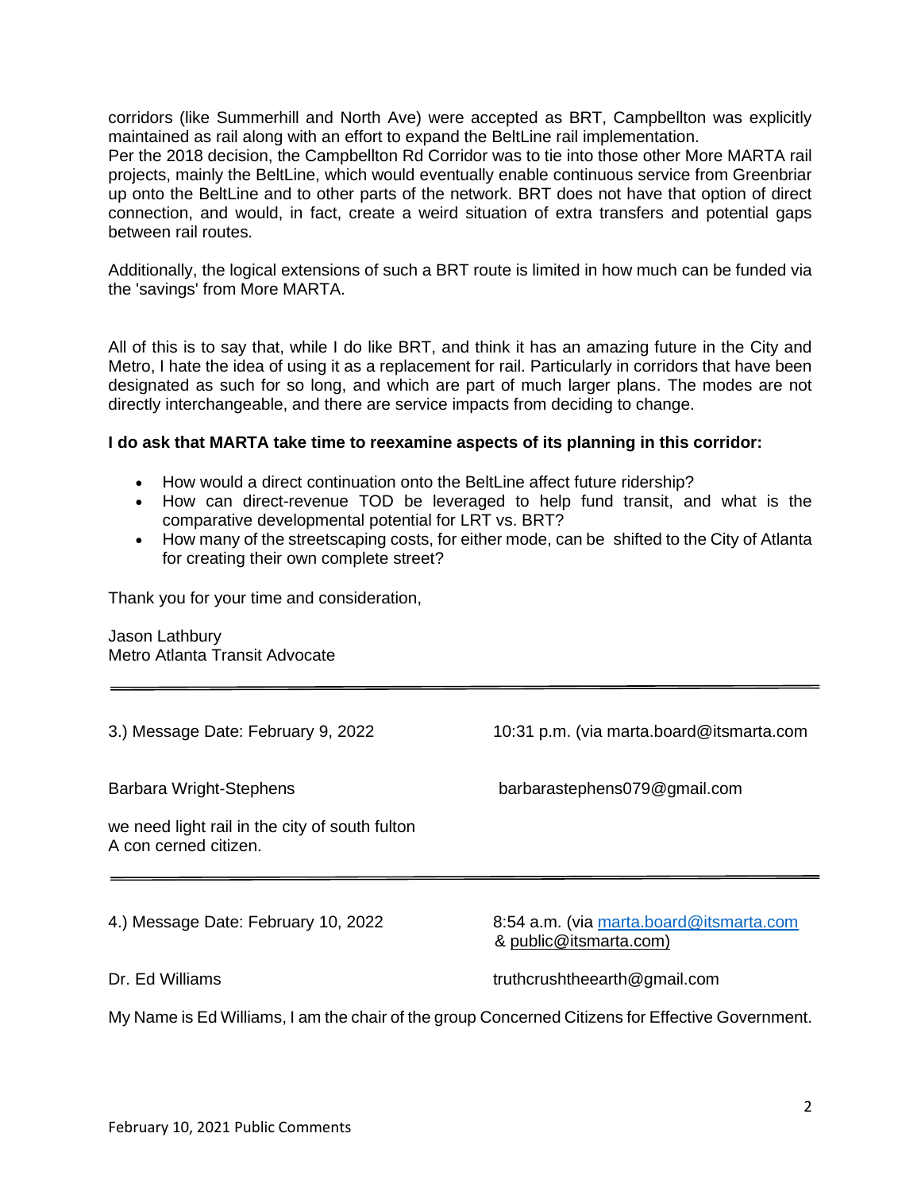corridors (like Summerhill and North Ave) were accepted as BRT, Campbellton was explicitly maintained as rail along with an effort to expand the BeltLine rail implementation.
Per the 2018 decision, the Campbellton Rd Corridor was to tie into those other More MARTA rail projects, mainly the BeltLine, which would eventually enable continuous service from Greenbriar up onto the BeltLine and to other parts of the network. BRT does not have that option of direct connection, and would, in fact, create a weird situation of extra transfers and potential gaps between rail routes.

Additionally, the logical extensions of such a BRT route is limited in how much can be funded via the 'savings' from More MARTA.

All of this is to say that, while I do like BRT, and think it has an amazing future in the City and Metro, I hate the idea of using it as a replacement for rail. Particularly in corridors that have been designated as such for so long, and which are part of much larger plans. The modes are not directly interchangeable, and there are service impacts from deciding to change.

**I do ask that MARTA take time to reexamine aspects of its planning in this corridor:**

- How would a direct continuation onto the BeltLine affect future ridership?
- How can direct-revenue TOD be leveraged to help fund transit, and what is the comparative developmental potential for LRT vs. BRT?
- How many of the streetscaping costs, for either mode, can be shifted to the City of Atlanta for creating their own complete street?

Thank you for your time and consideration,

Jason Lathbury
Metro Atlanta Transit Advocate

---

3.) Message Date: February 9, 2022 — 10:31 p.m. (via marta.board@itsmarta.com

Barbara Wright-Stephens — barbarastephens079@gmail.com

we need light rail in the city of south fulton
A con cerned citizen.

---

4.) Message Date: February 10, 2022 — 8:54 a.m. (via marta.board@itsmarta.com & public@itsmarta.com)

Dr. Ed Williams — truthcrushtheearth@gmail.com

My Name is Ed Williams, I am the chair of the group Concerned Citizens for Effective Government.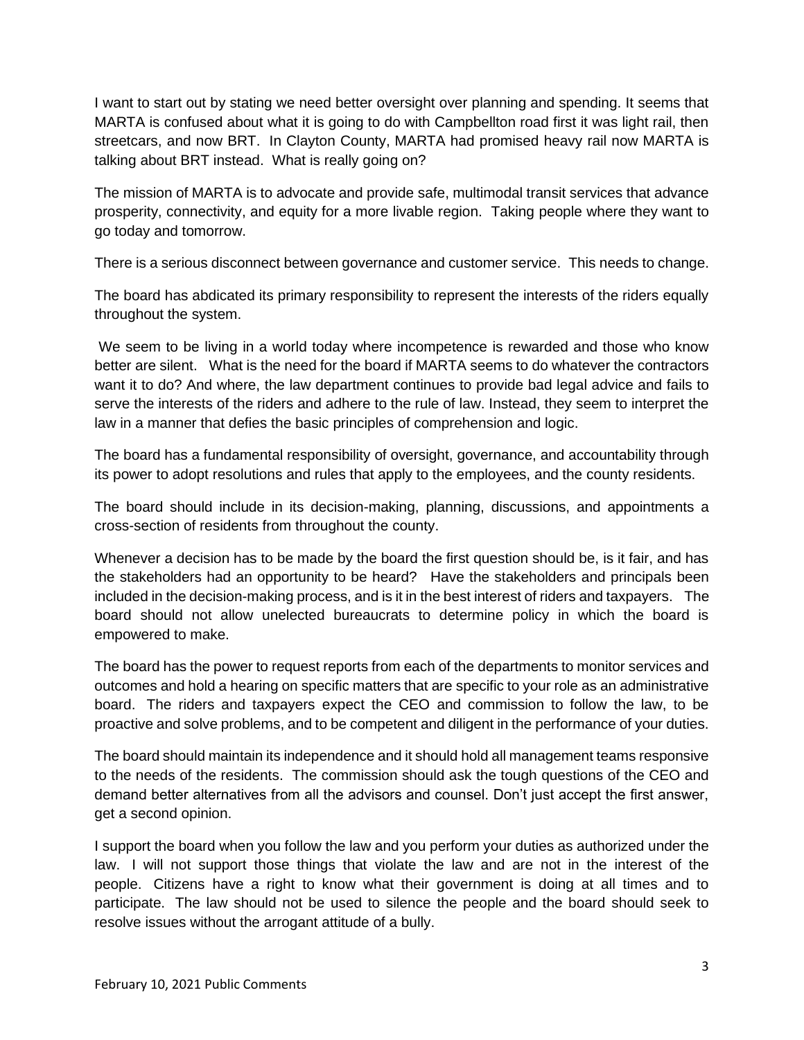I want to start out by stating we need better oversight over planning and spending. It seems that MARTA is confused about what it is going to do with Campbellton road first it was light rail, then streetcars, and now BRT. In Clayton County, MARTA had promised heavy rail now MARTA is talking about BRT instead. What is really going on?

The mission of MARTA is to advocate and provide safe, multimodal transit services that advance prosperity, connectivity, and equity for a more livable region. Taking people where they want to go today and tomorrow.

There is a serious disconnect between governance and customer service. This needs to change.

The board has abdicated its primary responsibility to represent the interests of the riders equally throughout the system.

We seem to be living in a world today where incompetence is rewarded and those who know better are silent. What is the need for the board if MARTA seems to do whatever the contractors want it to do? And where, the law department continues to provide bad legal advice and fails to serve the interests of the riders and adhere to the rule of law. Instead, they seem to interpret the law in a manner that defies the basic principles of comprehension and logic.

The board has a fundamental responsibility of oversight, governance, and accountability through its power to adopt resolutions and rules that apply to the employees, and the county residents.

The board should include in its decision-making, planning, discussions, and appointments a cross-section of residents from throughout the county.

Whenever a decision has to be made by the board the first question should be, is it fair, and has the stakeholders had an opportunity to be heard? Have the stakeholders and principals been included in the decision-making process, and is it in the best interest of riders and taxpayers. The board should not allow unelected bureaucrats to determine policy in which the board is empowered to make.

The board has the power to request reports from each of the departments to monitor services and outcomes and hold a hearing on specific matters that are specific to your role as an administrative board. The riders and taxpayers expect the CEO and commission to follow the law, to be proactive and solve problems, and to be competent and diligent in the performance of your duties.

The board should maintain its independence and it should hold all management teams responsive to the needs of the residents. The commission should ask the tough questions of the CEO and demand better alternatives from all the advisors and counsel. Don't just accept the first answer, get a second opinion.

I support the board when you follow the law and you perform your duties as authorized under the law. I will not support those things that violate the law and are not in the interest of the people. Citizens have a right to know what their government is doing at all times and to participate. The law should not be used to silence the people and the board should seek to resolve issues without the arrogant attitude of a bully.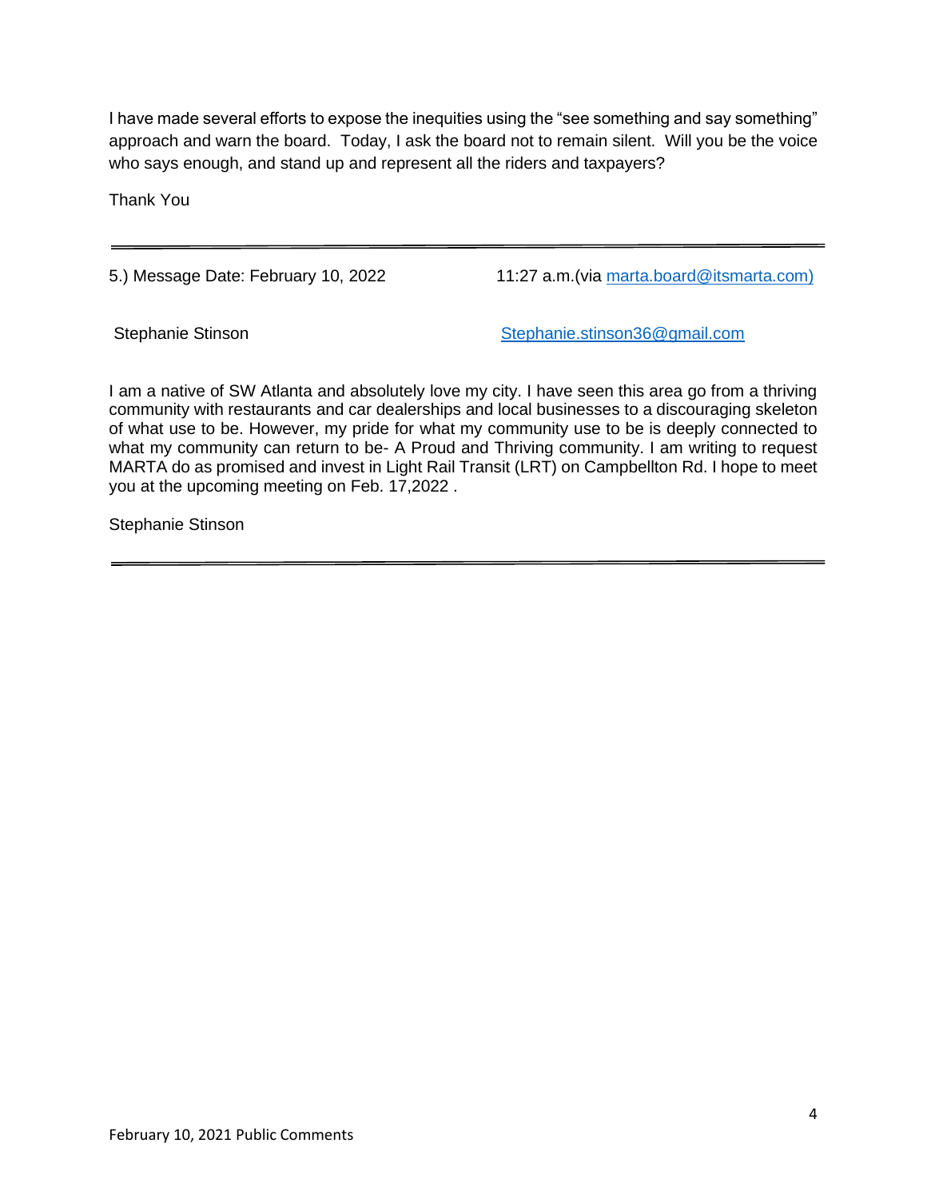I have made several efforts to expose the inequities using the "see something and say something" approach and warn the board. Today, I ask the board not to remain silent. Will you be the voice who says enough, and stand up and represent all the riders and taxpayers?

Thank You

---

5.) Message Date: February 10, 2022 11:27 a.m.(via marta.board@itsmarta.com)

Stephanie Stinson Stephanie.stinson36@gmail.com

I am a native of SW Atlanta and absolutely love my city. I have seen this area go from a thriving community with restaurants and car dealerships and local businesses to a discouraging skeleton of what use to be. However, my pride for what my community use to be is deeply connected to what my community can return to be- A Proud and Thriving community. I am writing to request MARTA do as promised and invest in Light Rail Transit (LRT) on Campbellton Rd. I hope to meet you at the upcoming meeting on Feb. 17,2022 .

Stephanie Stinson

---